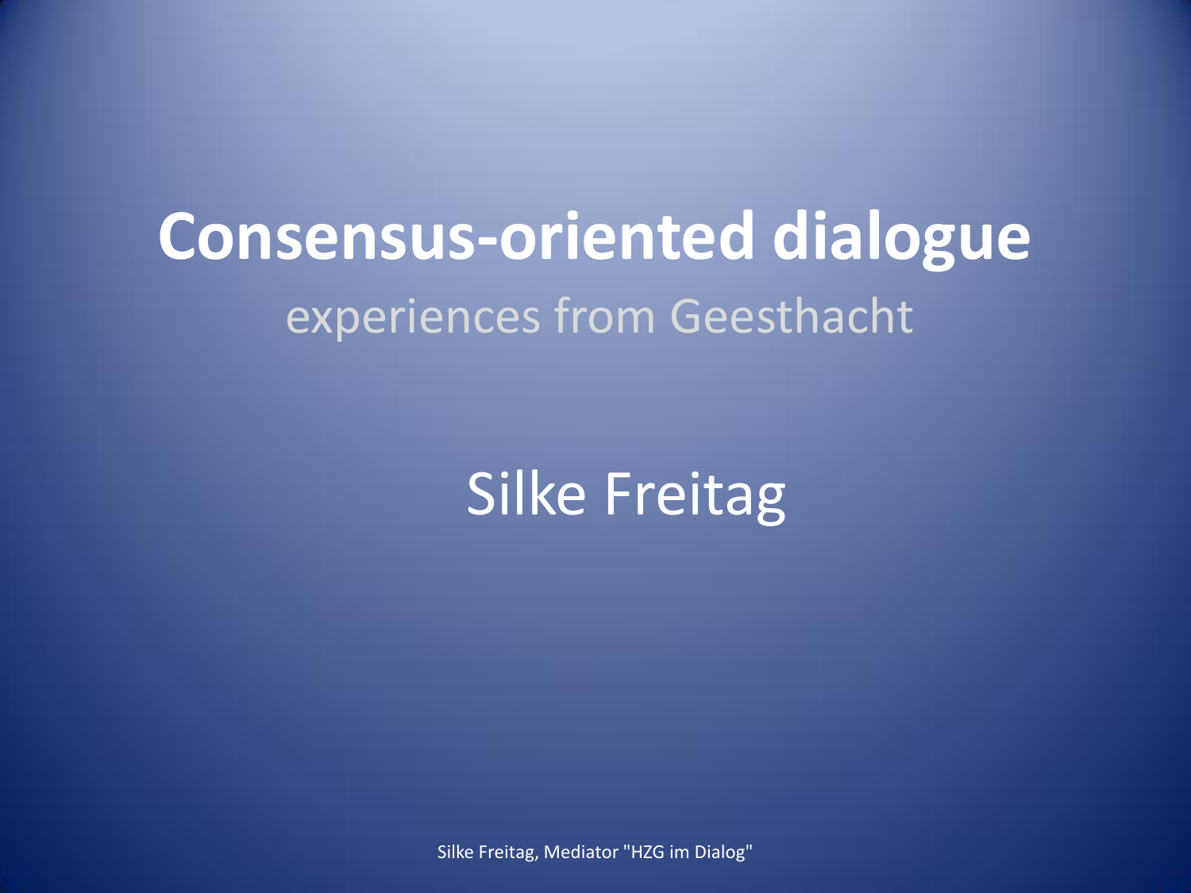# Consensus-oriented dialogue

experiences from Geesthacht

Silke Freitag

Silke Freitag, Mediator "HZG im Dialog"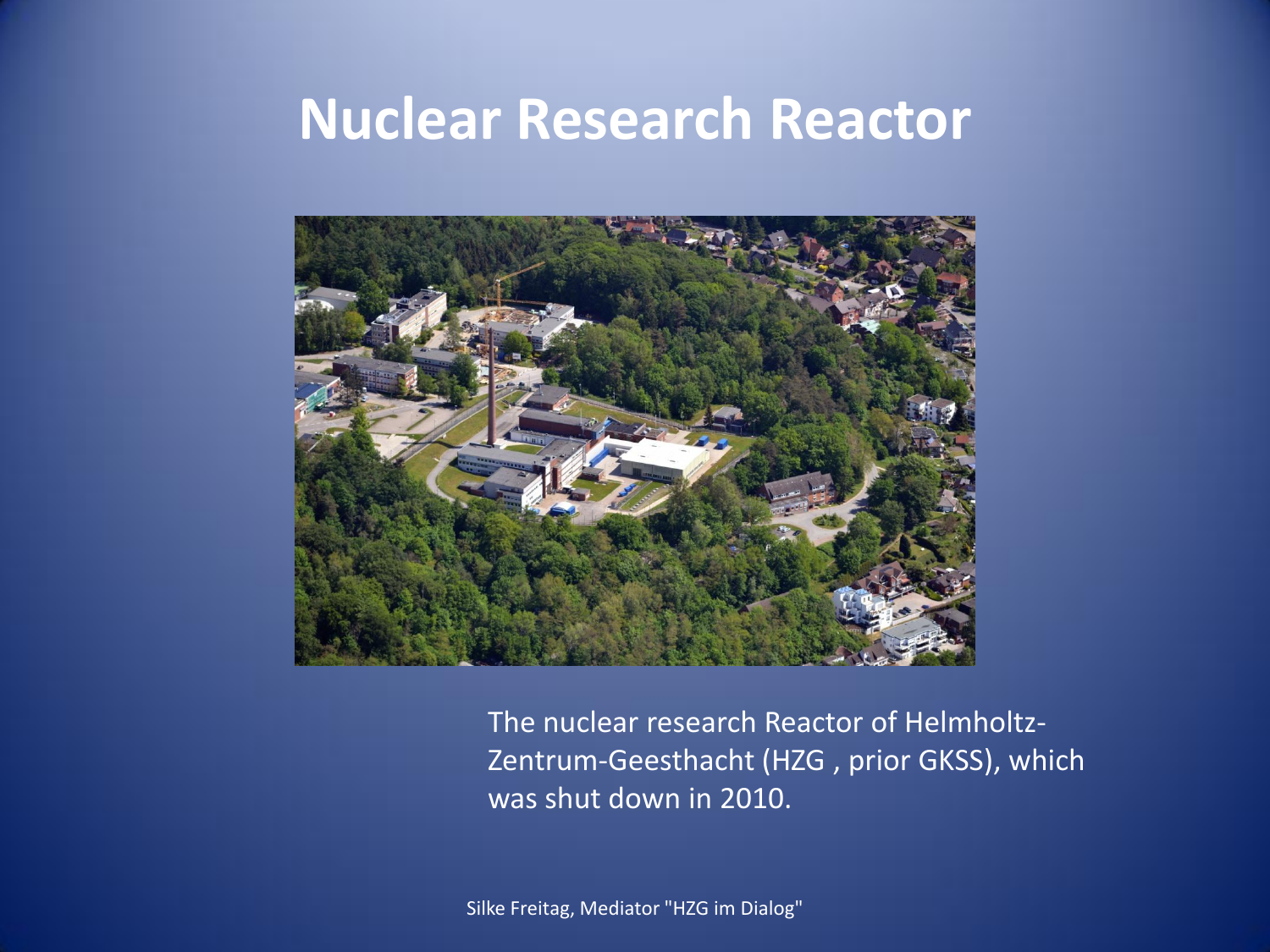# Nuclear Research Reactor

The nuclear research Reactor of Helmholtz-Zentrum-Geesthacht (HZG , prior GKSS), which was shut down in 2010.

Silke Freitag, Mediator "HZG im Dialog"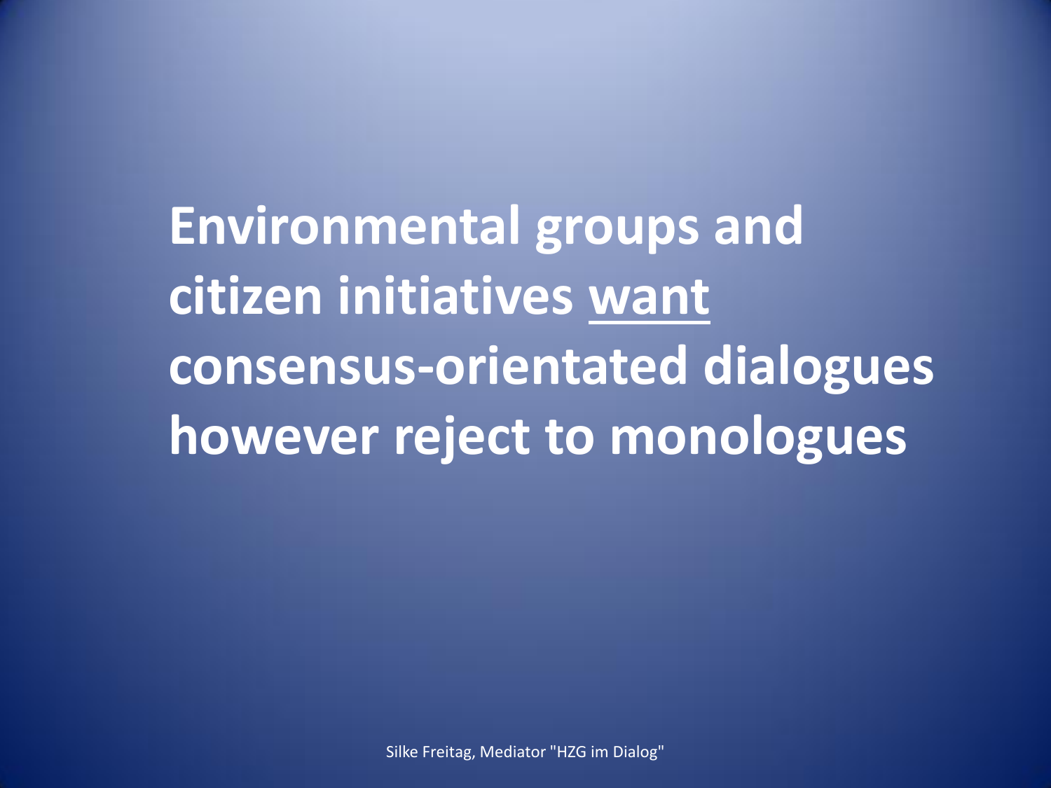**Environmental groups and citizen initiatives <u>want</u> consensus-orientated dialogues however reject to monologues**

Silke Freitag, Mediator "HZG im Dialog"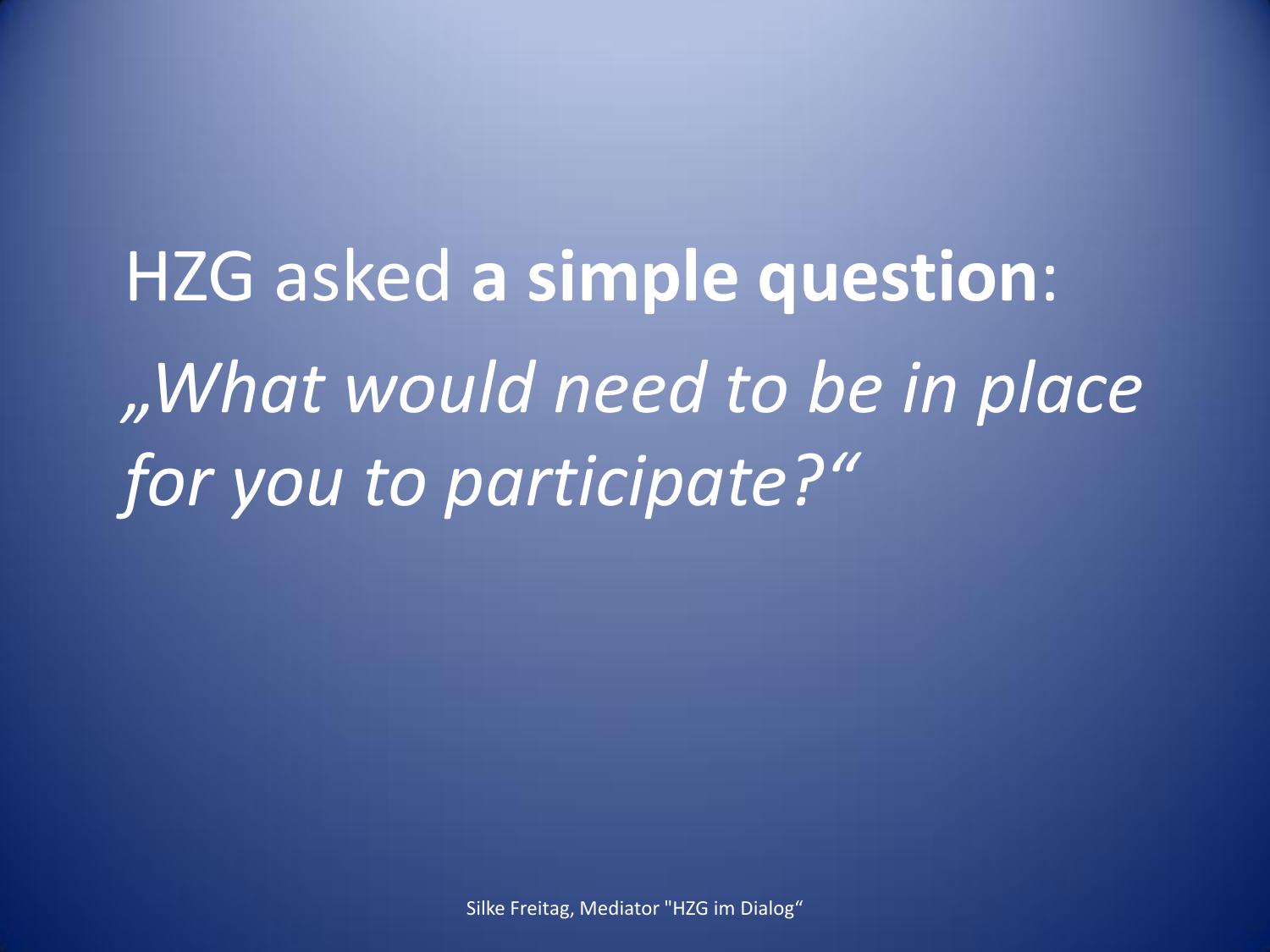HZG asked **a simple question**:

*„What would need to be in place for you to participate?“*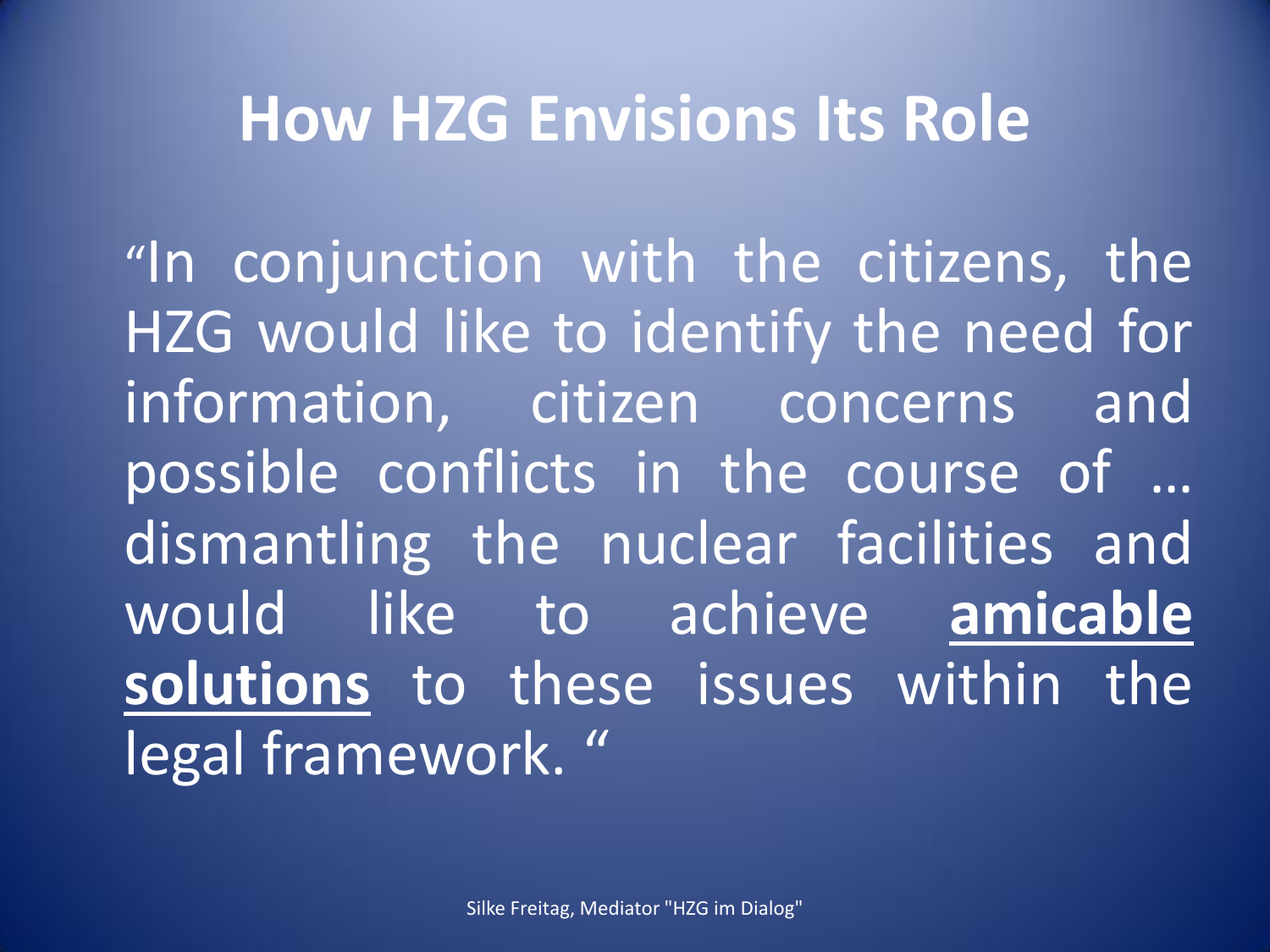# How HZG Envisions Its Role

“In conjunction with the citizens, the HZG would like to identify the need for information, citizen concerns and possible conflicts in the course of … dismantling the nuclear facilities and would like to achieve **amicable solutions** to these issues within the legal framework. “

Silke Freitag, Mediator "HZG im Dialog"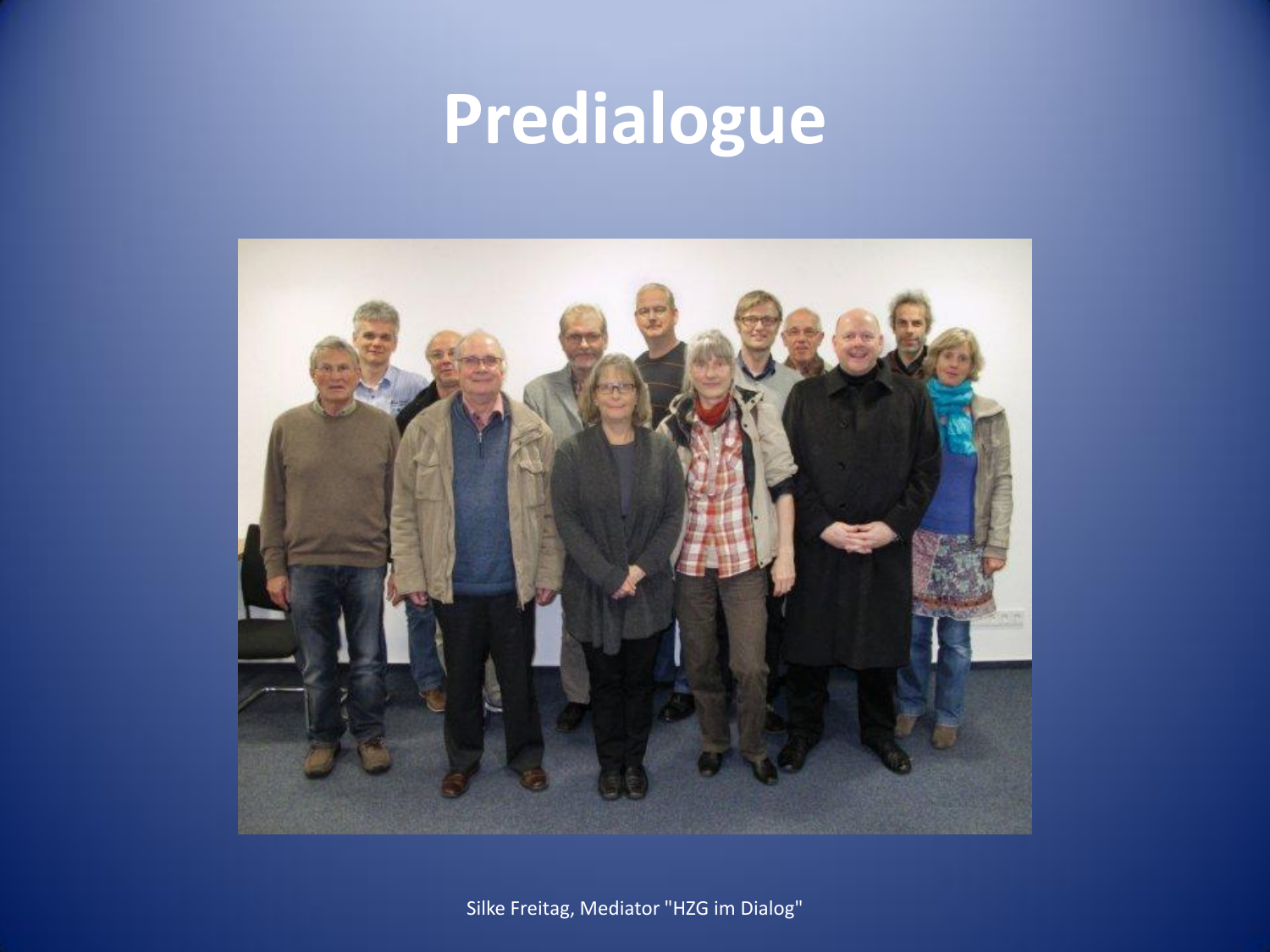# Predialogue

Silke Freitag, Mediator "HZG im Dialog"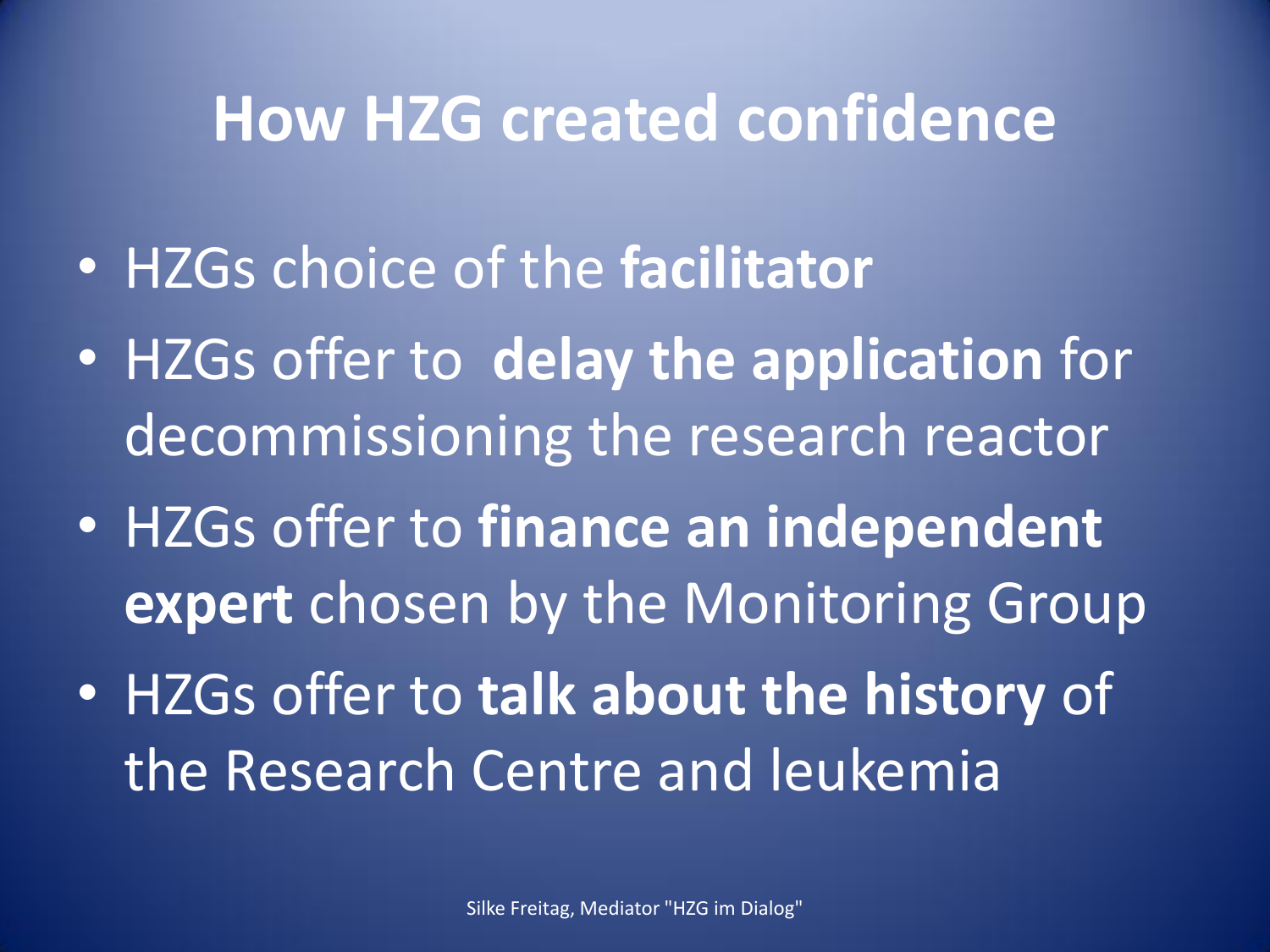# How HZG created confidence

- HZGs choice of the **facilitator**
- HZGs offer to **delay the application** for decommissioning the research reactor
- HZGs offer to **finance an independent expert** chosen by the Monitoring Group
- HZGs offer to **talk about the history** of the Research Centre and leukemia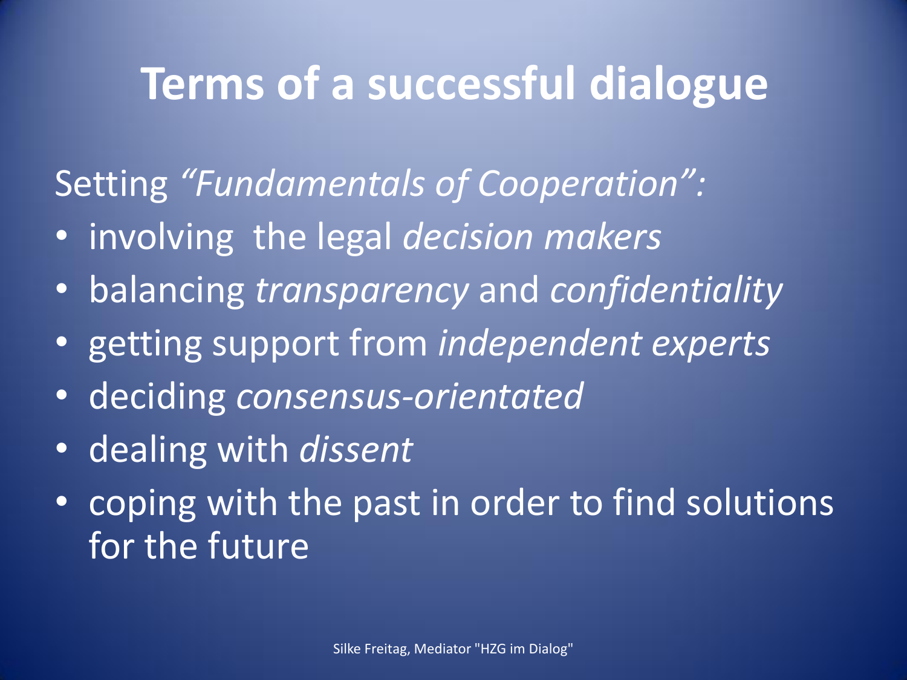# Terms of a successful dialogue

Setting *"Fundamentals of Cooperation":*

- involving the legal *decision makers*
- balancing *transparency* and *confidentiality*
- getting support from *independent experts*
- deciding *consensus-orientated*
- dealing with *dissent*
- coping with the past in order to find solutions for the future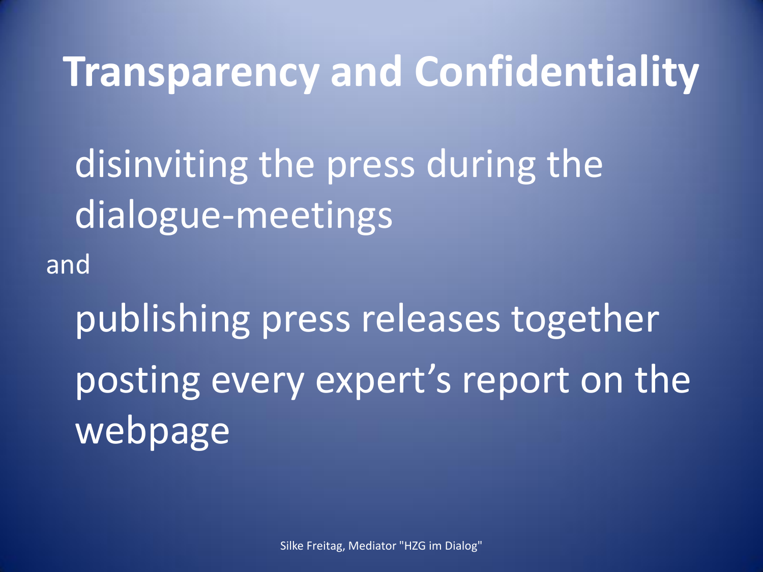# Transparency and Confidentiality

disinviting the press during the dialogue-meetings

and

publishing press releases together

posting every expert's report on the webpage

Silke Freitag, Mediator "HZG im Dialog"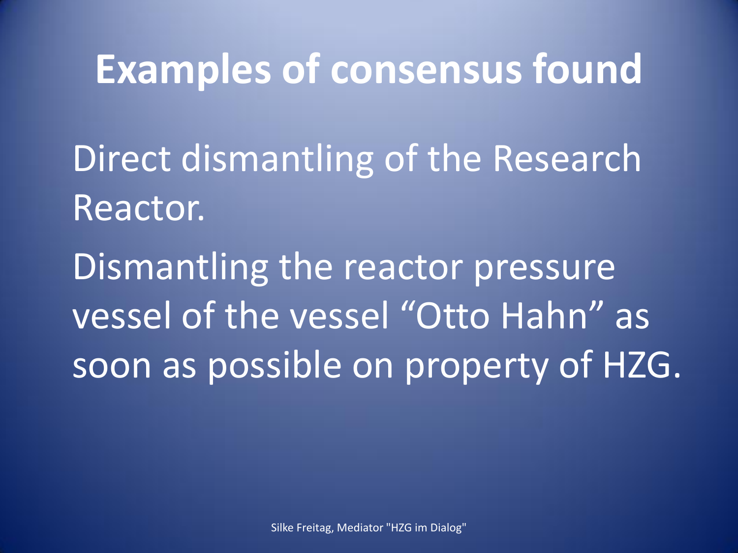# Examples of consensus found

Direct dismantling of the Research Reactor.

Dismantling the reactor pressure vessel of the vessel “Otto Hahn” as soon as possible on property of HZG.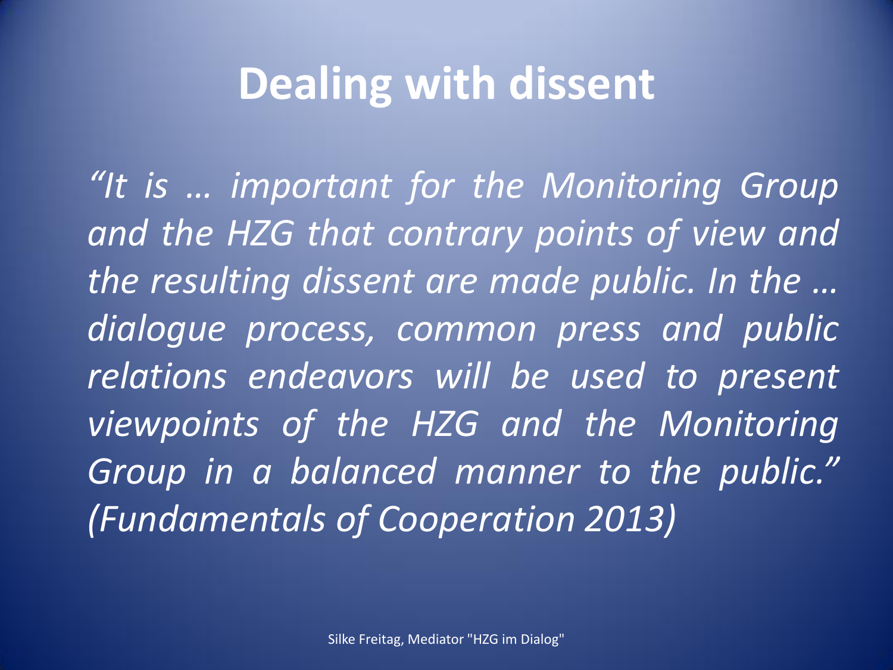# Dealing with dissent

*"It is … important for the Monitoring Group and the HZG that contrary points of view and the resulting dissent are made public. In the … dialogue process, common press and public relations endeavors will be used to present viewpoints of the HZG and the Monitoring Group in a balanced manner to the public." (Fundamentals of Cooperation 2013)*

Silke Freitag, Mediator "HZG im Dialog"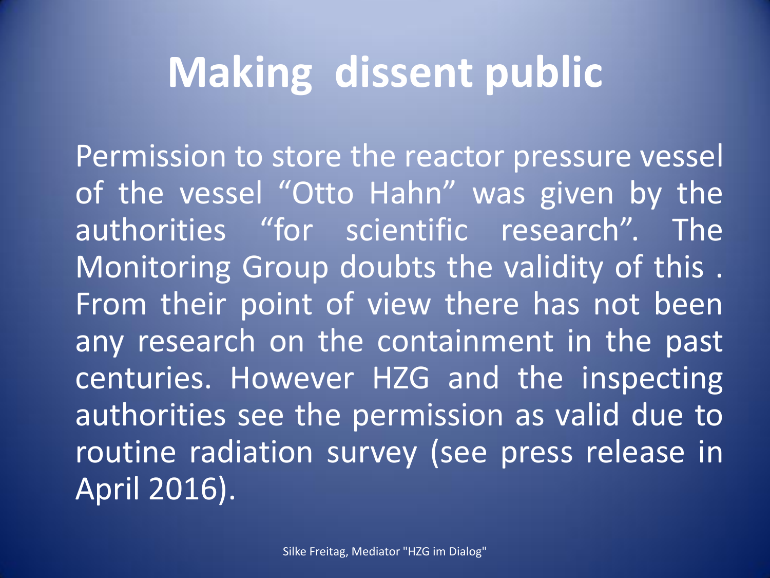# Making dissent public

Permission to store the reactor pressure vessel of the vessel “Otto Hahn” was given by the authorities “for scientific research”. The Monitoring Group doubts the validity of this . From their point of view there has not been any research on the containment in the past centuries. However HZG and the inspecting authorities see the permission as valid due to routine radiation survey (see press release in April 2016).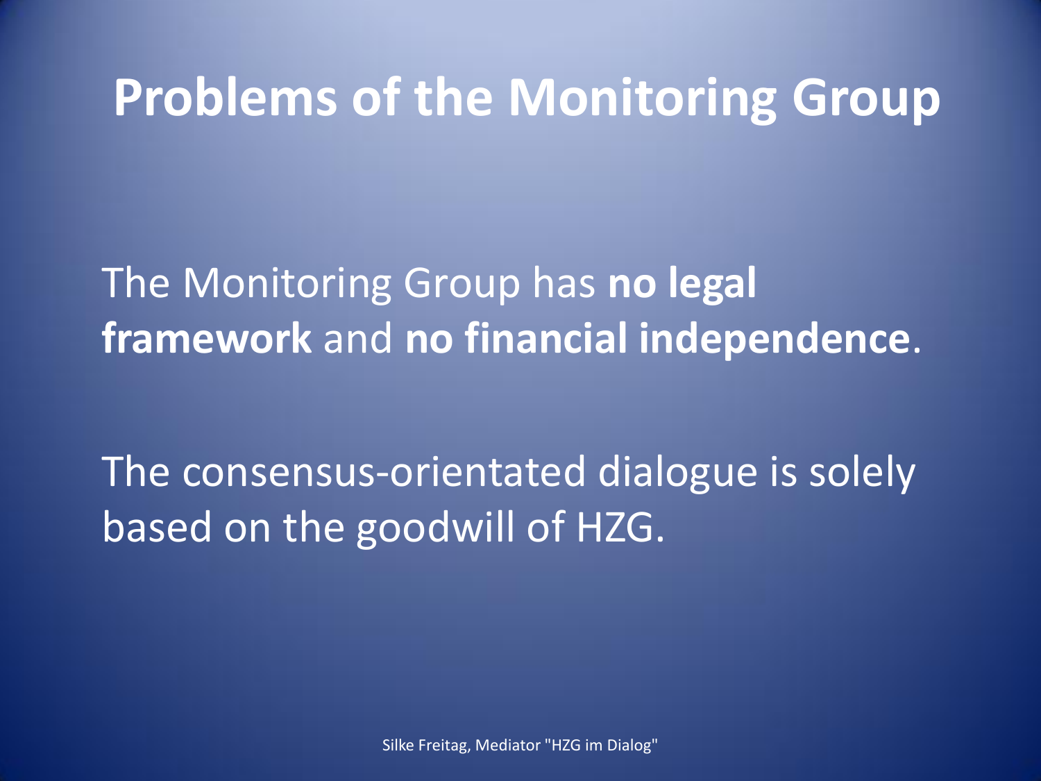# Problems of the Monitoring Group

The Monitoring Group has **no legal framework** and **no financial independence**.

The consensus-orientated dialogue is solely based on the goodwill of HZG.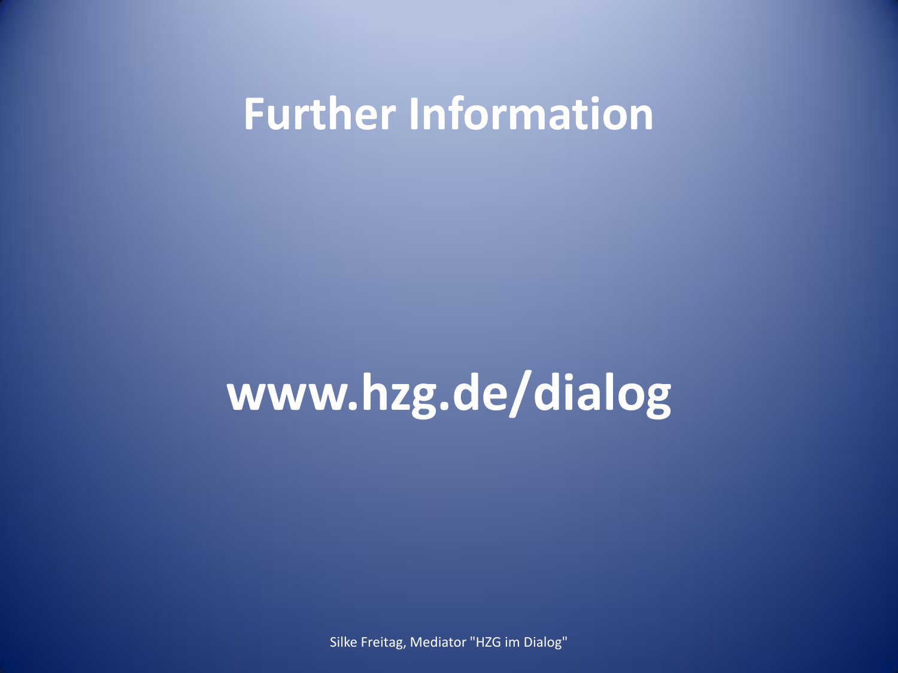# Further Information

**www.hzg.de/dialog**

Silke Freitag, Mediator "HZG im Dialog"